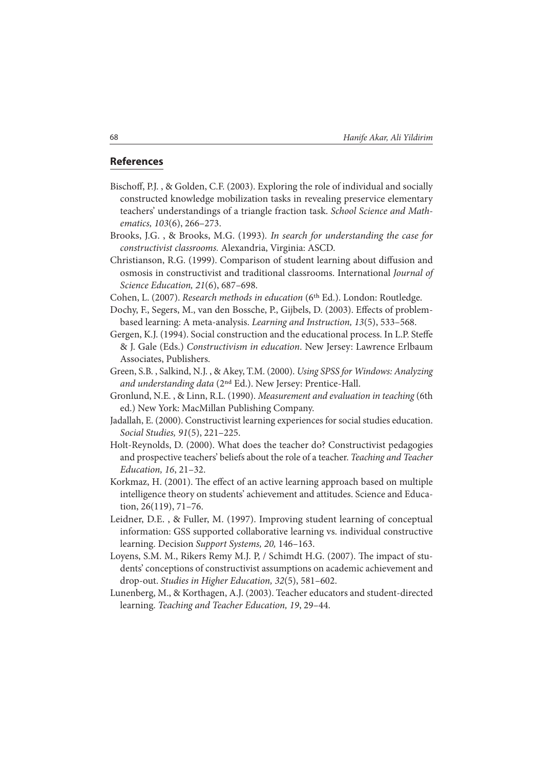## References

Bischoff, P.J. , & Golden, C.F. (2003). Exploring the role of individual and socially constructed knowledge mobilization tasks in revealing preservice elementary teachers' understandings of a triangle fraction task. *School Science and Mathematics, 103*(6), 266–273.

Brooks, J.G. , & Brooks, M.G. (1993). *In search for understanding the case for constructivist classrooms.* Alexandria, Virginia: ASCD.

Christianson, R.G. (1999). Comparison of student learning about diffusion and osmosis in constructivist and traditional classrooms. International *Journal of Science Education, 21*(6), 687–698.

Cohen, L. (2007). *Research methods in education* (6th Ed.). London: Routledge.

Dochy, F., Segers, M., van den Bossche, P., Gijbels, D. (2003). Effects of problem-based learning: A meta-analysis. *Learning and Instruction, 13*(5), 533–568.

Gergen, K.J. (1994). Social construction and the educational process. In L.P. Steffe & J. Gale (Eds.) *Constructivism in education*. New Jersey: Lawrence Erlbaum Associates, Publishers.

Green, S.B. , Salkind, N.J. , & Akey, T.M. (2000). *Using SPSS for Windows: Analyzing and understanding data* (2nd Ed.). New Jersey: Prentice-Hall.

Gronlund, N.E. , & Linn, R.L. (1990). *Measurement and evaluation in teaching* (6th ed.) New York: MacMillan Publishing Company.

Jadallah, E. (2000). Constructivist learning experiences for social studies education. *Social Studies, 91*(5), 221–225.

Holt-Reynolds, D. (2000). What does the teacher do? Constructivist pedagogies and prospective teachers' beliefs about the role of a teacher. *Teaching and Teacher Education, 16*, 21–32.

Korkmaz, H. (2001). The effect of an active learning approach based on multiple intelligence theory on students' achievement and attitudes. Science and Education, 26(119), 71–76.

Leidner, D.E. , & Fuller, M. (1997). Improving student learning of conceptual information: GSS supported collaborative learning vs. individual constructive learning. Decision *Support Systems, 20,* 146–163.

Loyens, S.M. M., Rikers Remy M.J. P, / Schimdt H.G. (2007). The impact of students' conceptions of constructivist assumptions on academic achievement and drop-out. *Studies in Higher Education, 32*(5), 581–602.

Lunenberg, M., & Korthagen, A.J. (2003). Teacher educators and student-directed learning. *Teaching and Teacher Education, 19*, 29–44.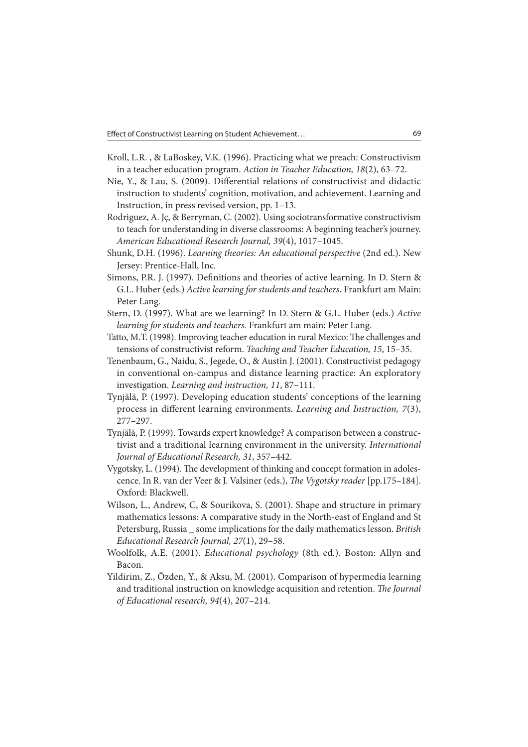Kroll, L.R. , & LaBoskey, V.K. (1996). Practicing what we preach: Constructivism in a teacher education program. *Action in Teacher Education, 18*(2), 63–72.

Nie, Y., & Lau, S. (2009). Differential relations of constructivist and didactic instruction to students' cognition, motivation, and achievement. Learning and Instruction, in press revised version, pp. 1–13.

Rodriguez, A. Jç, & Berryman, C. (2002). Using sociotransformative constructivism to teach for understanding in diverse classrooms: A beginning teacher's journey. *American Educational Research Journal, 39*(4), 1017–1045.

Shunk, D.H. (1996). *Learning theories: An educational perspective* (2nd ed.). New Jersey: Prentice-Hall, Inc.

Simons, P.R. J. (1997). Definitions and theories of active learning. In D. Stern & G.L. Huber (eds.) *Active learning for students and teachers*. Frankfurt am Main: Peter Lang.

Stern, D. (1997). What are we learning? In D. Stern & G.L. Huber (eds.) *Active learning for students and teachers.* Frankfurt am main: Peter Lang.

Tatto, M.T. (1998). Improving teacher education in rural Mexico: The challenges and tensions of constructivist reform. *Teaching and Teacher Education, 15*, 15–35.

Tenenbaum, G., Naidu, S., Jegede, O., & Austin J. (2001). Constructivist pedagogy in conventional on-campus and distance learning practice: An exploratory investigation. *Learning and instruction, 11*, 87–111.

Tynjälä, P. (1997). Developing education students' conceptions of the learning process in different learning environments. *Learning and Instruction, 7*(3), 277–297.

Tynjälä, P. (1999). Towards expert knowledge? A comparison between a constructivist and a traditional learning environment in the university. *International Journal of Educational Research, 31*, 357–442.

Vygotsky, L. (1994). The development of thinking and concept formation in adolescence. In R. van der Veer & J. Valsiner (eds.), *The Vygotsky reader* [pp.175–184]. Oxford: Blackwell.

Wilson, L., Andrew, C, & Sourikova, S. (2001). Shape and structure in primary mathematics lessons: A comparative study in the North-east of England and St Petersburg, Russia _ some implications for the daily mathematics lesson. *British Educational Research Journal, 27*(1), 29–58.

Woolfolk, A.E. (2001). *Educational psychology* (8th ed.). Boston: Allyn and Bacon.

Yildirim, Z., Özden, Y., & Aksu, M. (2001). Comparison of hypermedia learning and traditional instruction on knowledge acquisition and retention. *The Journal of Educational research, 94*(4), 207–214.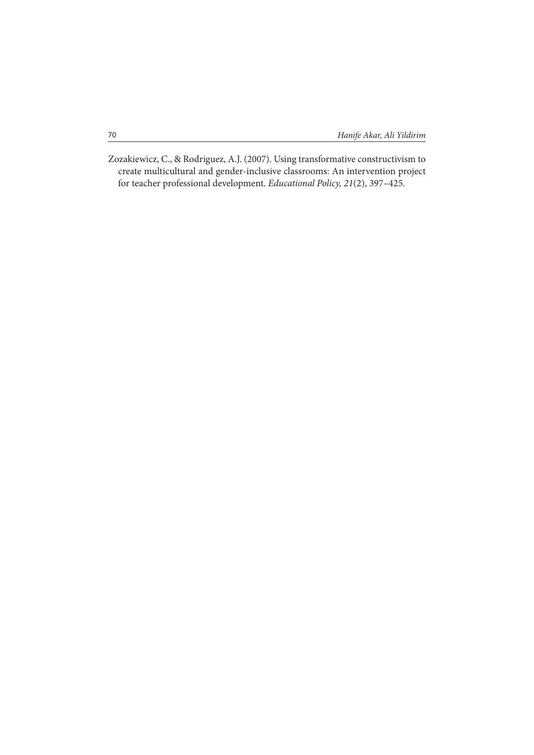Zozakiewicz, C., & Rodriguez, A.J. (2007). Using transformative constructivism to create multicultural and gender-inclusive classrooms: An intervention project for teacher professional development. *Educational Policy, 21*(2), 397–425.